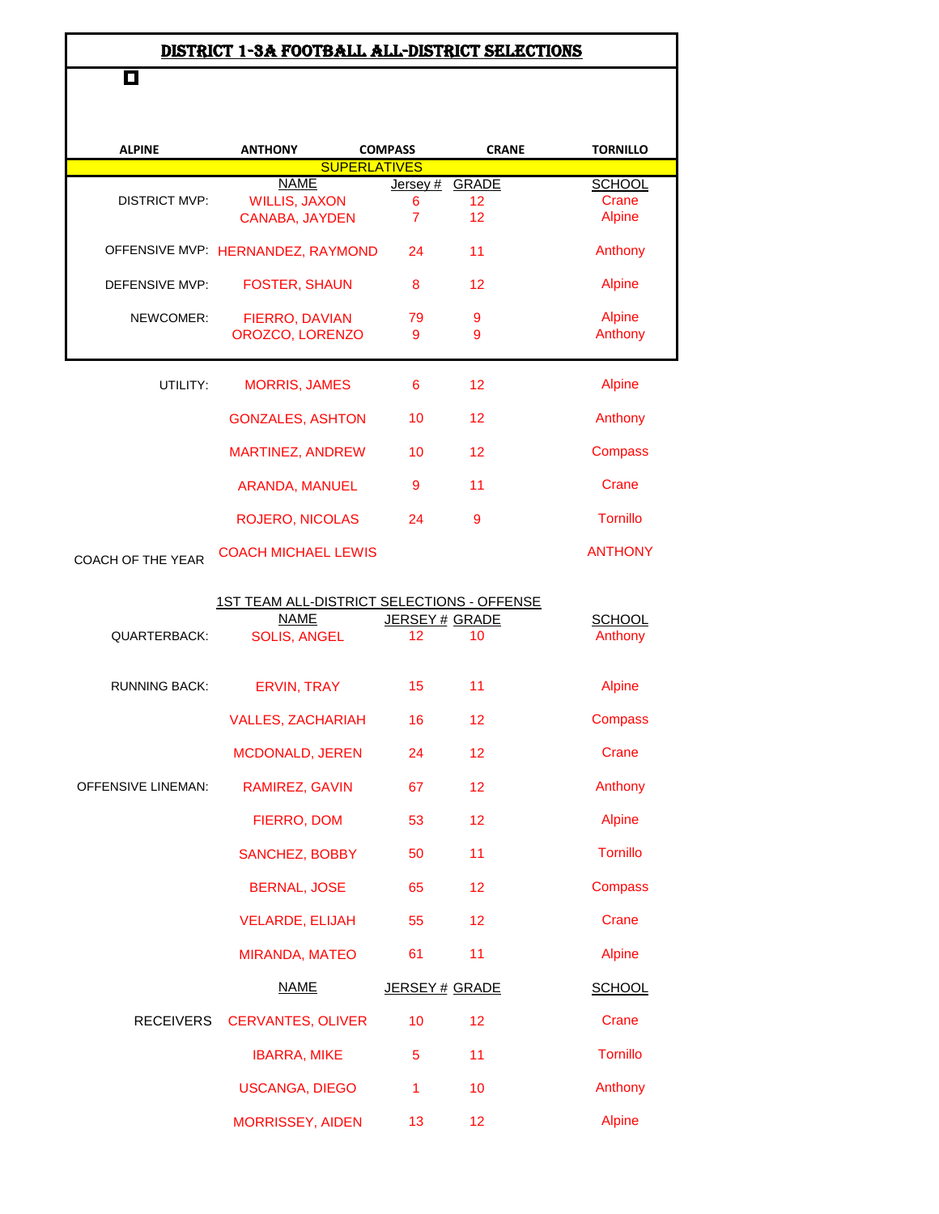# DISTRICT 1-3A FOOTBALL ALL-DISTRICT SELECTIONS

| ALPINE | ANTHONY | COMPASS | CRANE | TORNILLO |
|---|---|---|---|---|

## SUPERLATIVES

| | NAME | Jersey # | GRADE | SCHOOL |
|---|---|---|---|---|
| DISTRICT MVP: | WILLIS, JAXON | 6 | 12 | Crane |
| | CANABA, JAYDEN | 7 | 12 | Alpine |
| OFFENSIVE MVP: | HERNANDEZ, RAYMOND | 24 | 11 | Anthony |
| DEFENSIVE MVP: | FOSTER, SHAUN | 8 | 12 | Alpine |
| NEWCOMER: | FIERRO, DAVIAN | 79 | 9 | Alpine |
| | OROZCO, LORENZO | 9 | 9 | Anthony |
| UTILITY: | MORRIS, JAMES | 6 | 12 | Alpine |
| | GONZALES, ASHTON | 10 | 12 | Anthony |
| | MARTINEZ, ANDREW | 10 | 12 | Compass |
| | ARANDA, MANUEL | 9 | 11 | Crane |
| | ROJERO, NICOLAS | 24 | 9 | Tornillo |
| COACH OF THE YEAR | COACH MICHAEL LEWIS | | | ANTHONY |

## 1ST TEAM ALL-DISTRICT SELECTIONS - OFFENSE

| | NAME | JERSEY # | GRADE | SCHOOL |
|---|---|---|---|---|
| QUARTERBACK: | SOLIS, ANGEL | 12 | 10 | Anthony |
| RUNNING BACK: | ERVIN, TRAY | 15 | 11 | Alpine |
| | VALLES, ZACHARIAH | 16 | 12 | Compass |
| | MCDONALD, JEREN | 24 | 12 | Crane |
| OFFENSIVE LINEMAN: | RAMIREZ, GAVIN | 67 | 12 | Anthony |
| | FIERRO, DOM | 53 | 12 | Alpine |
| | SANCHEZ, BOBBY | 50 | 11 | Tornillo |
| | BERNAL, JOSE | 65 | 12 | Compass |
| | VELARDE, ELIJAH | 55 | 12 | Crane |
| | MIRANDA, MATEO | 61 | 11 | Alpine |

| | NAME | JERSEY # | GRADE | SCHOOL |
|---|---|---|---|---|
| RECEIVERS | CERVANTES, OLIVER | 10 | 12 | Crane |
| | IBARRA, MIKE | 5 | 11 | Tornillo |
| | USCANGA, DIEGO | 1 | 10 | Anthony |
| | MORRISSEY, AIDEN | 13 | 12 | Alpine |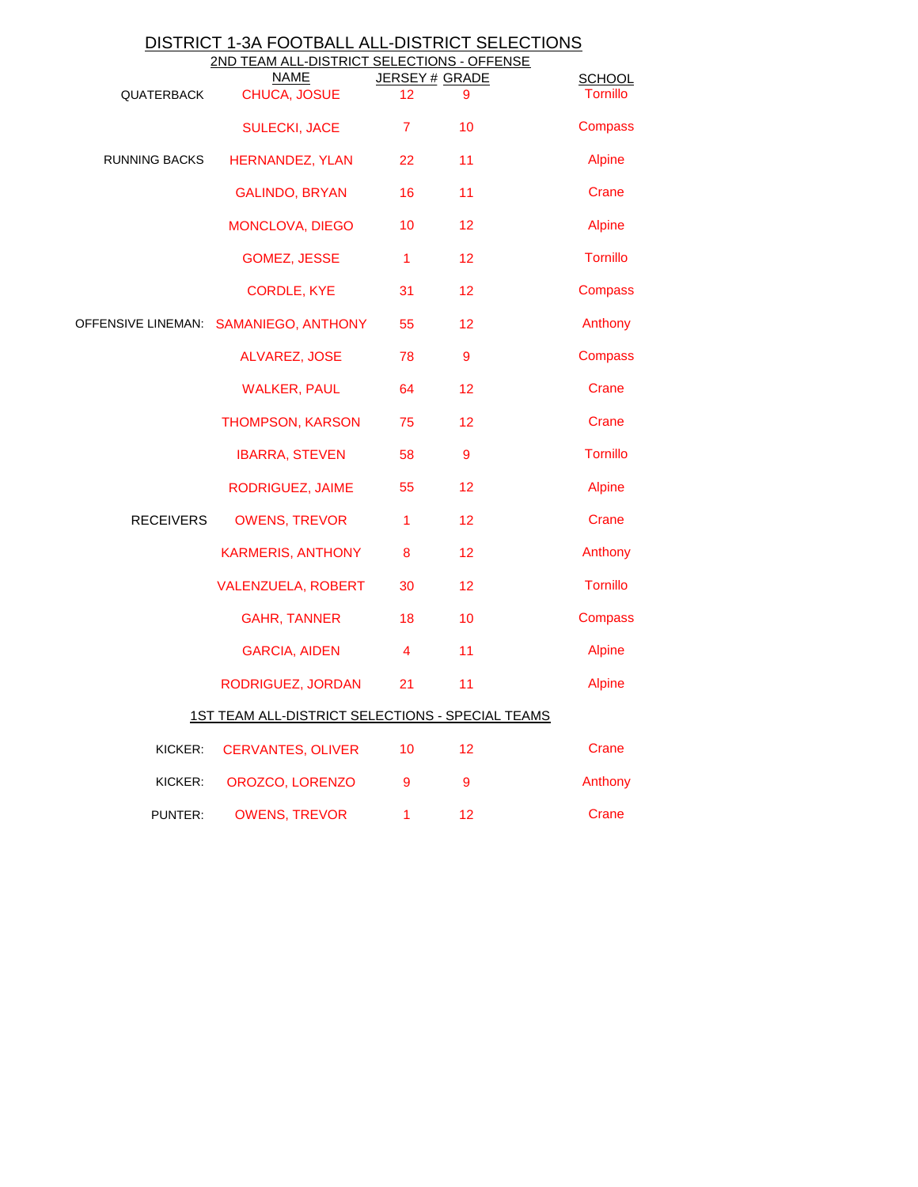# DISTRICT 1-3A FOOTBALL ALL-DISTRICT SELECTIONS

## 2ND TEAM ALL-DISTRICT SELECTIONS - OFFENSE

| | NAME | JERSEY # | GRADE | SCHOOL |
|---|---|---|---|---|
| QUATERBACK | CHUCA, JOSUE | 12 | 9 | Tornillo |
| | SULECKI, JACE | 7 | 10 | Compass |
| RUNNING BACKS | HERNANDEZ, YLAN | 22 | 11 | Alpine |
| | GALINDO, BRYAN | 16 | 11 | Crane |
| | MONCLOVA, DIEGO | 10 | 12 | Alpine |
| | GOMEZ, JESSE | 1 | 12 | Tornillo |
| | CORDLE, KYE | 31 | 12 | Compass |
| OFFENSIVE LINEMAN: | SAMANIEGO, ANTHONY | 55 | 12 | Anthony |
| | ALVAREZ, JOSE | 78 | 9 | Compass |
| | WALKER, PAUL | 64 | 12 | Crane |
| | THOMPSON, KARSON | 75 | 12 | Crane |
| | IBARRA, STEVEN | 58 | 9 | Tornillo |
| | RODRIGUEZ, JAIME | 55 | 12 | Alpine |
| RECEIVERS | OWENS, TREVOR | 1 | 12 | Crane |
| | KARMERIS, ANTHONY | 8 | 12 | Anthony |
| | VALENZUELA, ROBERT | 30 | 12 | Tornillo |
| | GAHR, TANNER | 18 | 10 | Compass |
| | GARCIA, AIDEN | 4 | 11 | Alpine |
| | RODRIGUEZ, JORDAN | 21 | 11 | Alpine |

## 1ST TEAM ALL-DISTRICT SELECTIONS - SPECIAL TEAMS

| | NAME | JERSEY # | GRADE | SCHOOL |
|---|---|---|---|---|
| KICKER: | CERVANTES, OLIVER | 10 | 12 | Crane |
| KICKER: | OROZCO, LORENZO | 9 | 9 | Anthony |
| PUNTER: | OWENS, TREVOR | 1 | 12 | Crane |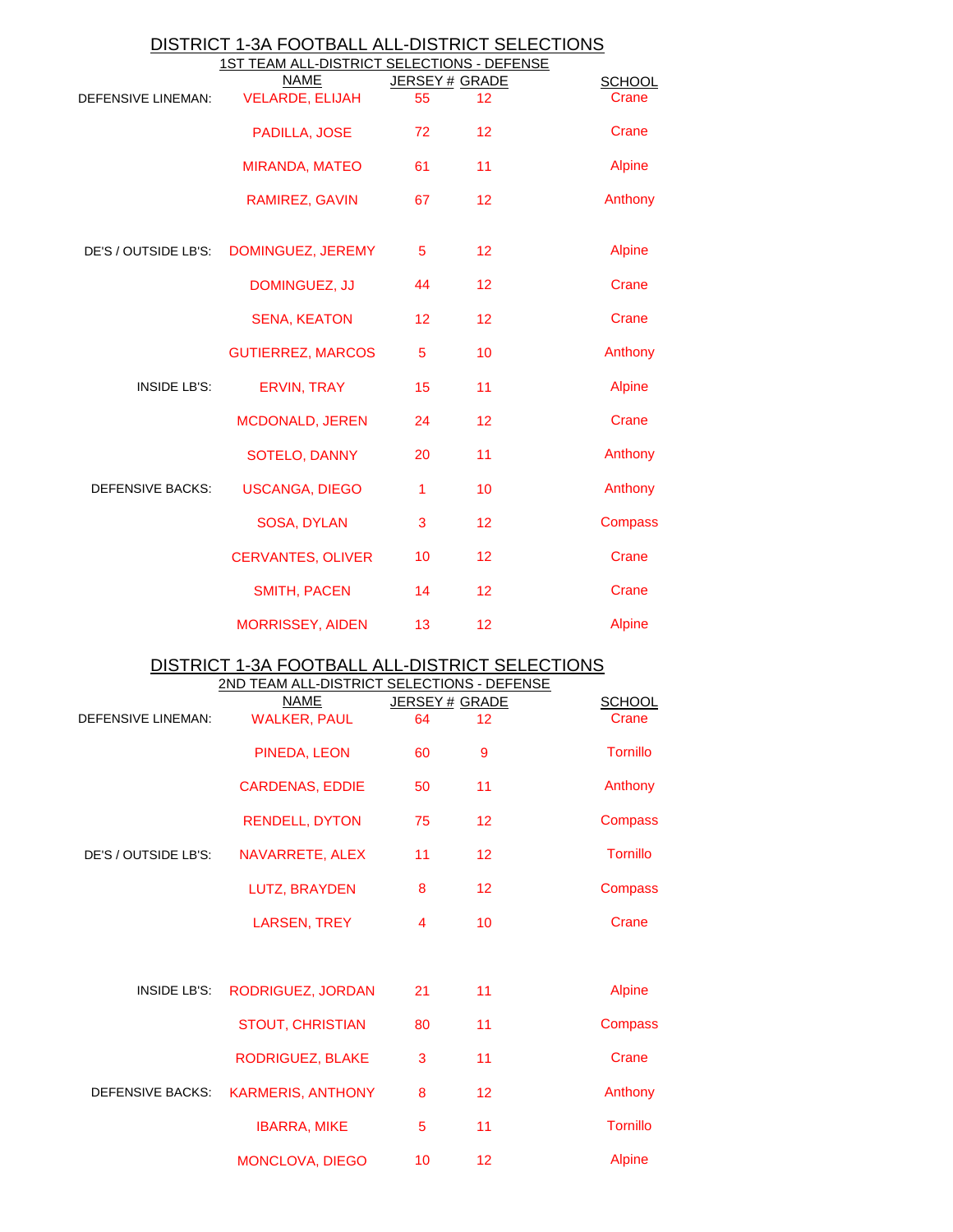# DISTRICT 1-3A FOOTBALL ALL-DISTRICT SELECTIONS

## 1ST TEAM ALL-DISTRICT SELECTIONS - DEFENSE

| | NAME | JERSEY # | GRADE | SCHOOL |
|---|---|---|---|---|
| DEFENSIVE LINEMAN: | VELARDE, ELIJAH | 55 | 12 | Crane |
| | PADILLA, JOSE | 72 | 12 | Crane |
| | MIRANDA, MATEO | 61 | 11 | Alpine |
| | RAMIREZ, GAVIN | 67 | 12 | Anthony |
| DE'S / OUTSIDE LB'S: | DOMINGUEZ, JEREMY | 5 | 12 | Alpine |
| | DOMINGUEZ, JJ | 44 | 12 | Crane |
| | SENA, KEATON | 12 | 12 | Crane |
| | GUTIERREZ, MARCOS | 5 | 10 | Anthony |
| INSIDE LB'S: | ERVIN, TRAY | 15 | 11 | Alpine |
| | MCDONALD, JEREN | 24 | 12 | Crane |
| | SOTELO, DANNY | 20 | 11 | Anthony |
| DEFENSIVE BACKS: | USCANGA, DIEGO | 1 | 10 | Anthony |
| | SOSA, DYLAN | 3 | 12 | Compass |
| | CERVANTES, OLIVER | 10 | 12 | Crane |
| | SMITH, PACEN | 14 | 12 | Crane |
| | MORRISSEY, AIDEN | 13 | 12 | Alpine |

# DISTRICT 1-3A FOOTBALL ALL-DISTRICT SELECTIONS

## 2ND TEAM ALL-DISTRICT SELECTIONS - DEFENSE

| | NAME | JERSEY # | GRADE | SCHOOL |
|---|---|---|---|---|
| DEFENSIVE LINEMAN: | WALKER, PAUL | 64 | 12 | Crane |
| | PINEDA, LEON | 60 | 9 | Tornillo |
| | CARDENAS, EDDIE | 50 | 11 | Anthony |
| | RENDELL, DYTON | 75 | 12 | Compass |
| DE'S / OUTSIDE LB'S: | NAVARRETE, ALEX | 11 | 12 | Tornillo |
| | LUTZ, BRAYDEN | 8 | 12 | Compass |
| | LARSEN, TREY | 4 | 10 | Crane |
| INSIDE LB'S: | RODRIGUEZ, JORDAN | 21 | 11 | Alpine |
| | STOUT, CHRISTIAN | 80 | 11 | Compass |
| | RODRIGUEZ, BLAKE | 3 | 11 | Crane |
| DEFENSIVE BACKS: | KARMERIS, ANTHONY | 8 | 12 | Anthony |
| | IBARRA, MIKE | 5 | 11 | Tornillo |
| | MONCLOVA, DIEGO | 10 | 12 | Alpine |